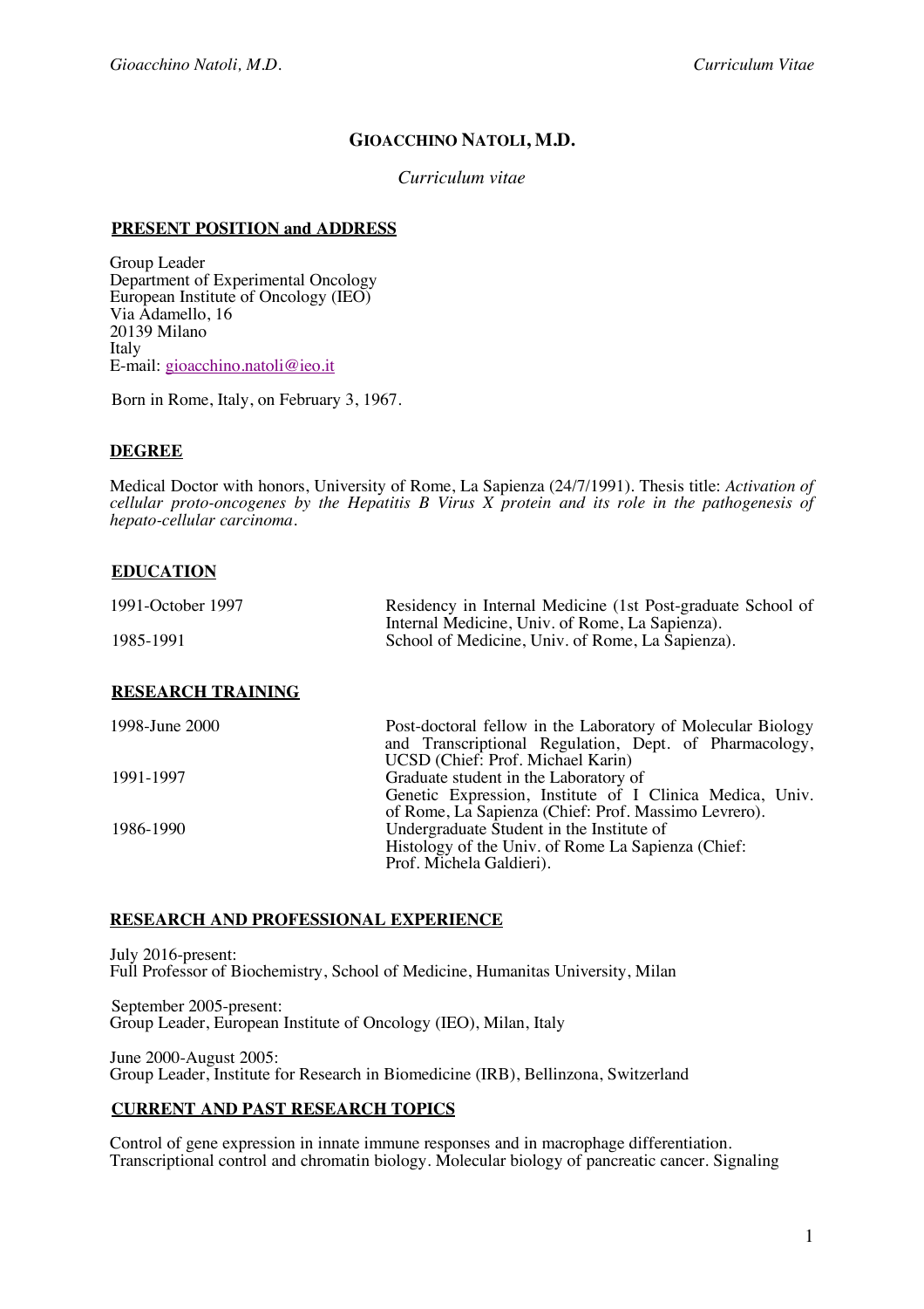# GIOACCHINO NATOLI, M.D.

*Curriculum vitae*

## PRESENT POSITION and ADDRESS

Group Leader
Department of Experimental Oncology
European Institute of Oncology (IEO)
Via Adamello, 16
20139 Milano
Italy
E-mail: gioacchino.natoli@ieo.it

Born in Rome, Italy, on February 3, 1967.

## DEGREE

Medical Doctor with honors, University of Rome, La Sapienza (24/7/1991). Thesis title: *Activation of cellular proto-oncogenes by the Hepatitis B Virus X protein and its role in the pathogenesis of hepato-cellular carcinoma*.

## EDUCATION

| | |
|---|---|
| 1991-October 1997 | Residency in Internal Medicine (1st Post-graduate School of Internal Medicine, Univ. of Rome, La Sapienza). |
| 1985-1991 | School of Medicine, Univ. of Rome, La Sapienza). |

## RESEARCH TRAINING

| | |
|---|---|
| 1998-June 2000 | Post-doctoral fellow in the Laboratory of Molecular Biology and Transcriptional Regulation, Dept. of Pharmacology, UCSD (Chief: Prof. Michael Karin) |
| 1991-1997 | Graduate student in the Laboratory of Genetic Expression, Institute of I Clinica Medica, Univ. of Rome, La Sapienza (Chief: Prof. Massimo Levrero). |
| 1986-1990 | Undergraduate Student in the Institute of Histology of the Univ. of Rome La Sapienza (Chief: Prof. Michela Galdieri). |

## RESEARCH AND PROFESSIONAL EXPERIENCE

July 2016-present:
Full Professor of Biochemistry, School of Medicine, Humanitas University, Milan

September 2005-present:
Group Leader, European Institute of Oncology (IEO), Milan, Italy

June 2000-August 2005:
Group Leader, Institute for Research in Biomedicine (IRB), Bellinzona, Switzerland

## CURRENT AND PAST RESEARCH TOPICS

Control of gene expression in innate immune responses and in macrophage differentiation. Transcriptional control and chromatin biology. Molecular biology of pancreatic cancer. Signaling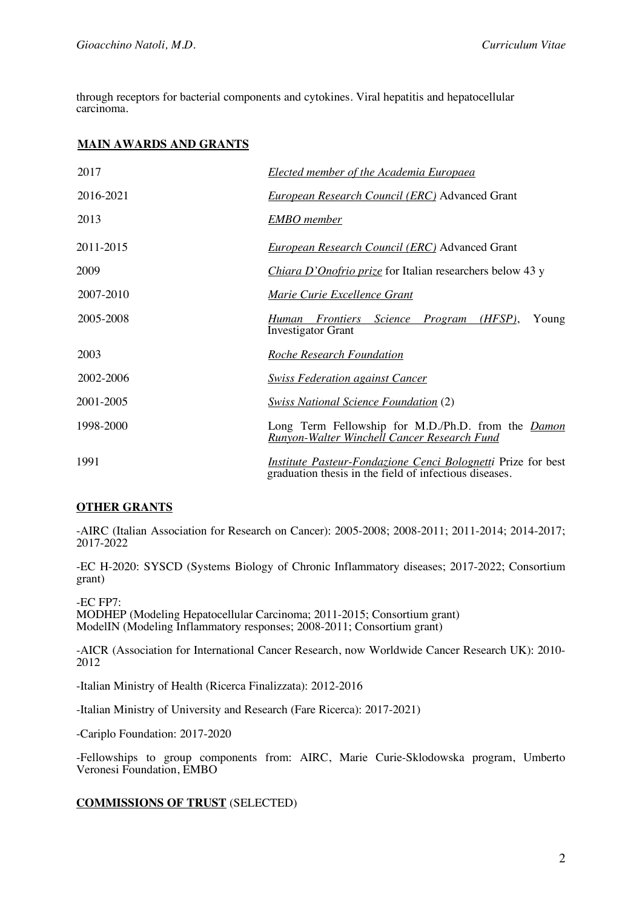through receptors for bacterial components and cytokines. Viral hepatitis and hepatocellular carcinoma.

## MAIN AWARDS AND GRANTS

| | |
|---|---|
| 2017 | *Elected member of the Academia Europaea* |
| 2016-2021 | *European Research Council (ERC)* Advanced Grant |
| 2013 | *EMBO member* |
| 2011-2015 | *European Research Council (ERC)* Advanced Grant |
| 2009 | *Chiara D'Onofrio prize* for Italian researchers below 43 y |
| 2007-2010 | *Marie Curie Excellence Grant* |
| 2005-2008 | *Human Frontiers Science Program (HFSP)*, Young Investigator Grant |
| 2003 | *Roche Research Foundation* |
| 2002-2006 | *Swiss Federation against Cancer* |
| 2001-2005 | *Swiss National Science Foundation* (2) |
| 1998-2000 | Long Term Fellowship for M.D./Ph.D. from the *Damon Runyon-Walter Winchell Cancer Research Fund* |
| 1991 | *Institute Pasteur-Fondazione Cenci Bolognetti* Prize for best graduation thesis in the field of infectious diseases. |

## OTHER GRANTS

-AIRC (Italian Association for Research on Cancer): 2005-2008; 2008-2011; 2011-2014; 2014-2017; 2017-2022

-EC H-2020: SYSCD (Systems Biology of Chronic Inflammatory diseases; 2017-2022; Consortium grant)

-EC FP7:
MODHEP (Modeling Hepatocellular Carcinoma; 2011-2015; Consortium grant)
ModelIN (Modeling Inflammatory responses; 2008-2011; Consortium grant)

-AICR (Association for International Cancer Research, now Worldwide Cancer Research UK): 2010-2012

-Italian Ministry of Health (Ricerca Finalizzata): 2012-2016

-Italian Ministry of University and Research (Fare Ricerca): 2017-2021)

-Cariplo Foundation: 2017-2020

-Fellowships to group components from: AIRC, Marie Curie-Sklodowska program, Umberto Veronesi Foundation, EMBO

## COMMISSIONS OF TRUST (SELECTED)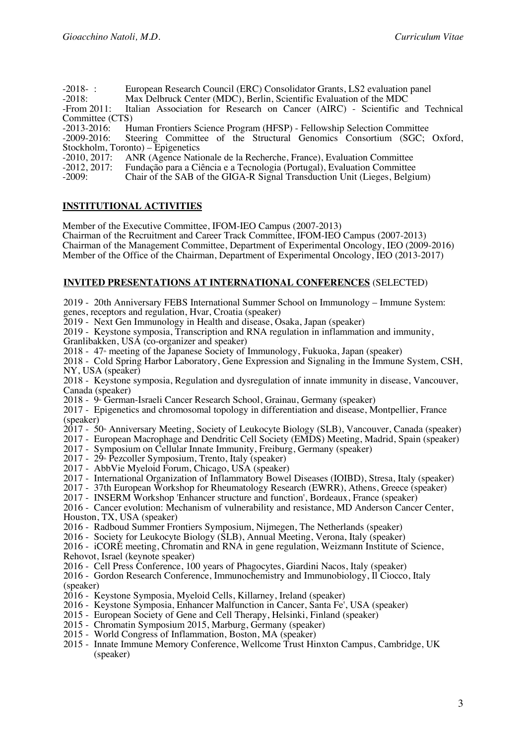-2018- : European Research Council (ERC) Consolidator Grants, LS2 evaluation panel
-2018: Max Delbruck Center (MDC), Berlin, Scientific Evaluation of the MDC
-From 2011: Italian Association for Research on Cancer (AIRC) - Scientific and Technical Committee (CTS)
-2013-2016: Human Frontiers Science Program (HFSP) - Fellowship Selection Committee
-2009-2016: Steering Committee of the Structural Genomics Consortium (SGC; Oxford, Stockholm, Toronto) – Epigenetics
-2010, 2017: ANR (Agence Nationale de la Recherche, France), Evaluation Committee
-2012, 2017: Fundação para a Ciência e a Tecnologia (Portugal), Evaluation Committee
-2009: Chair of the SAB of the GIGA-R Signal Transduction Unit (Lieges, Belgium)

## INSTITUTIONAL ACTIVITIES

Member of the Executive Committee, IFOM-IEO Campus (2007-2013)
Chairman of the Recruitment and Career Track Committee, IFOM-IEO Campus (2007-2013)
Chairman of the Management Committee, Department of Experimental Oncology, IEO (2009-2016)
Member of the Office of the Chairman, Department of Experimental Oncology, IEO (2013-2017)

## INVITED PRESENTATIONS AT INTERNATIONAL CONFERENCES (SELECTED)

2019 - 20th Anniversary FEBS International Summer School on Immunology – Immune System: genes, receptors and regulation, Hvar, Croatia (speaker)
2019 - Next Gen Immunology in Health and disease, Osaka, Japan (speaker)
2019 - Keystone symposia, Transcription and RNA regulation in inflammation and immunity, Granlibakken, USA (co-organizer and speaker)
2018 - 47th meeting of the Japanese Society of Immunology, Fukuoka, Japan (speaker)
2018 - Cold Spring Harbor Laboratory, Gene Expression and Signaling in the Immune System, CSH, NY, USA (speaker)
2018 - Keystone symposia, Regulation and dysregulation of innate immunity in disease, Vancouver, Canada (speaker)
2018 - 9th German-Israeli Cancer Research School, Grainau, Germany (speaker)
2017 - Epigenetics and chromosomal topology in differentiation and disease, Montpellier, France (speaker)
2017 - 50th Anniversary Meeting, Society of Leukocyte Biology (SLB), Vancouver, Canada (speaker)
2017 - European Macrophage and Dendritic Cell Society (EMDS) Meeting, Madrid, Spain (speaker)
2017 - Symposium on Cellular Innate Immunity, Freiburg, Germany (speaker)
2017 - 29th Pezcoller Symposium, Trento, Italy (speaker)
2017 - AbbVie Myeloid Forum, Chicago, USA (speaker)
2017 - International Organization of Inflammatory Bowel Diseases (IOIBD), Stresa, Italy (speaker)
2017 - 37th European Workshop for Rheumatology Research (EWRR), Athens, Greece (speaker)
2017 - INSERM Workshop 'Enhancer structure and function', Bordeaux, France (speaker)
2016 - Cancer evolution: Mechanism of vulnerability and resistance, MD Anderson Cancer Center, Houston, TX, USA (speaker)
2016 - Radboud Summer Frontiers Symposium, Nijmegen, The Netherlands (speaker)
2016 - Society for Leukocyte Biology (SLB), Annual Meeting, Verona, Italy (speaker)
2016 - iCORE meeting, Chromatin and RNA in gene regulation, Weizmann Institute of Science, Rehovot, Israel (keynote speaker)
2016 - Cell Press Conference, 100 years of Phagocytes, Giardini Nacos, Italy (speaker)
2016 - Gordon Research Conference, Immunochemistry and Immunobiology, Il Ciocco, Italy (speaker)
2016 - Keystone Symposia, Myeloid Cells, Killarney, Ireland (speaker)
2016 - Keystone Symposia, Enhancer Malfunction in Cancer, Santa Fe', USA (speaker)
2015 - European Society of Gene and Cell Therapy, Helsinki, Finland (speaker)
2015 - Chromatin Symposium 2015, Marburg, Germany (speaker)
2015 - World Congress of Inflammation, Boston, MA (speaker)
2015 - Innate Immune Memory Conference, Wellcome Trust Hinxton Campus, Cambridge, UK (speaker)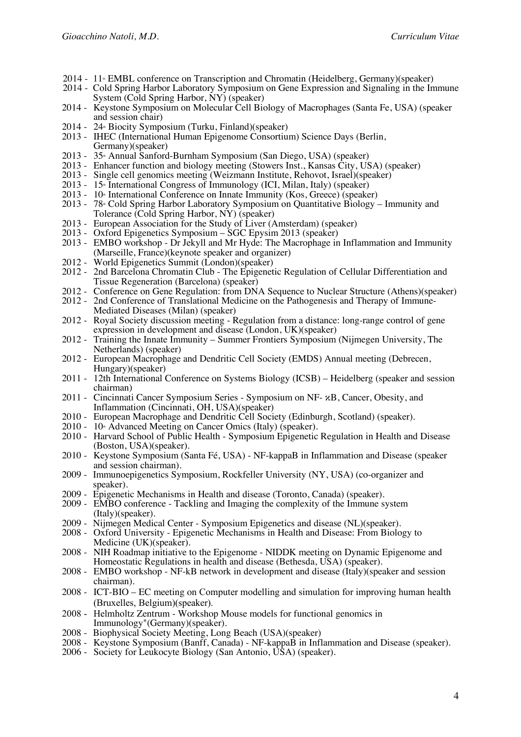- 2014 - 11th EMBL conference on Transcription and Chromatin (Heidelberg, Germany)(speaker)
- 2014 - Cold Spring Harbor Laboratory Symposium on Gene Expression and Signaling in the Immune System (Cold Spring Harbor, NY) (speaker)
- 2014 - Keystone Symposium on Molecular Cell Biology of Macrophages (Santa Fe, USA) (speaker and session chair)
- 2014 - 24th Biocity Symposium (Turku, Finland)(speaker)
- 2013 - IHEC (International Human Epigenome Consortium) Science Days (Berlin, Germany)(speaker)
- 2013 - 35th Annual Sanford-Burnham Symposium (San Diego, USA) (speaker)
- 2013 - Enhancer function and biology meeting (Stowers Inst., Kansas City, USA) (speaker)
- 2013 - Single cell genomics meeting (Weizmann Institute, Rehovot, Israel)(speaker)
- 2013 - 15th International Congress of Immunology (ICI, Milan, Italy) (speaker)
- 2013 - 10th International Conference on Innate Immunity (Kos, Greece) (speaker)
- 2013 - 78th Cold Spring Harbor Laboratory Symposium on Quantitative Biology – Immunity and Tolerance (Cold Spring Harbor, NY) (speaker)
- 2013 - European Association for the Study of Liver (Amsterdam) (speaker)
- 2013 - Oxford Epigenetics Symposium – SGC Epysim 2013 (speaker)
- 2013 - EMBO workshop - Dr Jekyll and Mr Hyde: The Macrophage in Inflammation and Immunity (Marseille, France)(keynote speaker and organizer)
- 2012 - World Epigenetics Summit (London)(speaker)
- 2012 - 2nd Barcelona Chromatin Club - The Epigenetic Regulation of Cellular Differentiation and Tissue Regeneration (Barcelona) (speaker)
- 2012 - Conference on Gene Regulation: from DNA Sequence to Nuclear Structure (Athens)(speaker)
- 2012 - 2nd Conference of Translational Medicine on the Pathogenesis and Therapy of Immune-Mediated Diseases (Milan) (speaker)
- 2012 - Royal Society discussion meeting - Regulation from a distance: long-range control of gene expression in development and disease (London, UK)(speaker)
- 2012 - Training the Innate Immunity – Summer Frontiers Symposium (Nijmegen University, The Netherlands) (speaker)
- 2012 - European Macrophage and Dendritic Cell Society (EMDS) Annual meeting (Debrecen, Hungary)(speaker)
- 2011 - 12th International Conference on Systems Biology (ICSB) – Heidelberg (speaker and session chairman)
- 2011 - Cincinnati Cancer Symposium Series - Symposium on NF- κB, Cancer, Obesity, and Inflammation (Cincinnati, OH, USA)(speaker)
- 2010 - European Macrophage and Dendritic Cell Society (Edinburgh, Scotland) (speaker).
- 2010 - 10th Advanced Meeting on Cancer Omics (Italy) (speaker).
- 2010 - Harvard School of Public Health - Symposium Epigenetic Regulation in Health and Disease (Boston, USA)(speaker).
- 2010 - Keystone Symposium (Santa Fé, USA) - NF-kappaB in Inflammation and Disease (speaker and session chairman).
- 2009 - Immunoepigenetics Symposium, Rockfeller University (NY, USA) (co-organizer and speaker).
- 2009 - Epigenetic Mechanisms in Health and disease (Toronto, Canada) (speaker).
- 2009 - EMBO conference - Tackling and Imaging the complexity of the Immune system (Italy)(speaker).
- 2009 - Nijmegen Medical Center - Symposium Epigenetics and disease (NL)(speaker).
- 2008 - Oxford University - Epigenetic Mechanisms in Health and Disease: From Biology to Medicine (UK)(speaker).
- 2008 - NIH Roadmap initiative to the Epigenome - NIDDK meeting on Dynamic Epigenome and Homeostatic Regulations in health and disease (Bethesda, USA) (speaker).
- 2008 - EMBO workshop - NF-kB network in development and disease (Italy)(speaker and session chairman).
- 2008 - ICT-BIO – EC meeting on Computer modelling and simulation for improving human health (Bruxelles, Belgium)(speaker).
- 2008 - Helmholtz Zentrum - Workshop Mouse models for functional genomics in Immunology"(Germany)(speaker).
- 2008 - Biophysical Society Meeting, Long Beach (USA)(speaker)
- 2008 - Keystone Symposium (Banff, Canada) - NF-kappaB in Inflammation and Disease (speaker).
- 2006 - Society for Leukocyte Biology (San Antonio, USA) (speaker).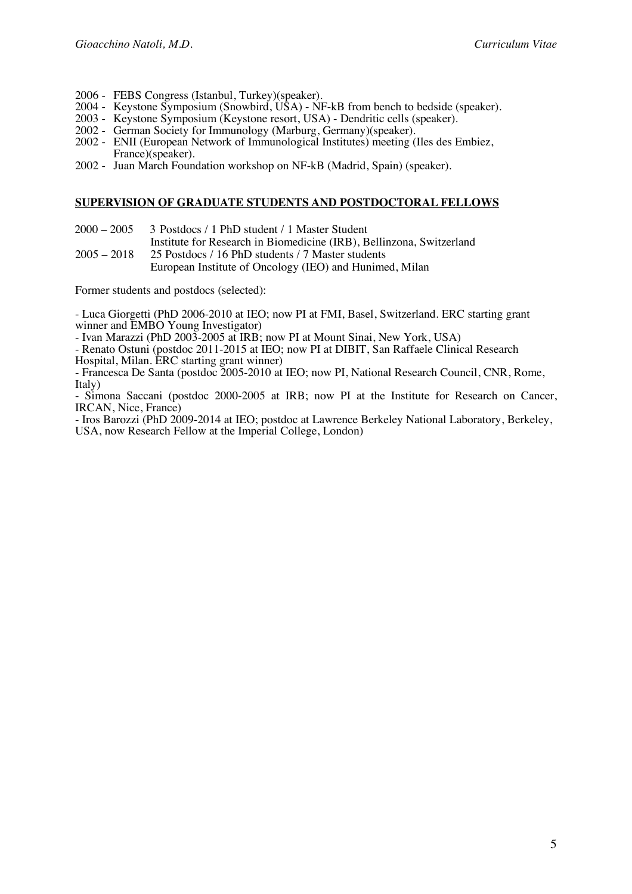- 2006 - FEBS Congress (Istanbul, Turkey)(speaker).
- 2004 - Keystone Symposium (Snowbird, USA) - NF-kB from bench to bedside (speaker).
- 2003 - Keystone Symposium (Keystone resort, USA) - Dendritic cells (speaker).
- 2002 - German Society for Immunology (Marburg, Germany)(speaker).
- 2002 - ENII (European Network of Immunological Institutes) meeting (Iles des Embiez, France)(speaker).
- 2002 - Juan March Foundation workshop on NF-kB (Madrid, Spain) (speaker).

## SUPERVISION OF GRADUATE STUDENTS AND POSTDOCTORAL FELLOWS

2000 – 2005 3 Postdocs / 1 PhD student / 1 Master Student
Institute for Research in Biomedicine (IRB), Bellinzona, Switzerland

2005 – 2018 25 Postdocs / 16 PhD students / 7 Master students
European Institute of Oncology (IEO) and Hunimed, Milan

Former students and postdocs (selected):

- Luca Giorgetti (PhD 2006-2010 at IEO; now PI at FMI, Basel, Switzerland. ERC starting grant winner and EMBO Young Investigator)
- Ivan Marazzi (PhD 2003-2005 at IRB; now PI at Mount Sinai, New York, USA)
- Renato Ostuni (postdoc 2011-2015 at IEO; now PI at DIBIT, San Raffaele Clinical Research Hospital, Milan. ERC starting grant winner)
- Francesca De Santa (postdoc 2005-2010 at IEO; now PI, National Research Council, CNR, Rome, Italy)
- Simona Saccani (postdoc 2000-2005 at IRB; now PI at the Institute for Research on Cancer, IRCAN, Nice, France)
- Iros Barozzi (PhD 2009-2014 at IEO; postdoc at Lawrence Berkeley National Laboratory, Berkeley, USA, now Research Fellow at the Imperial College, London)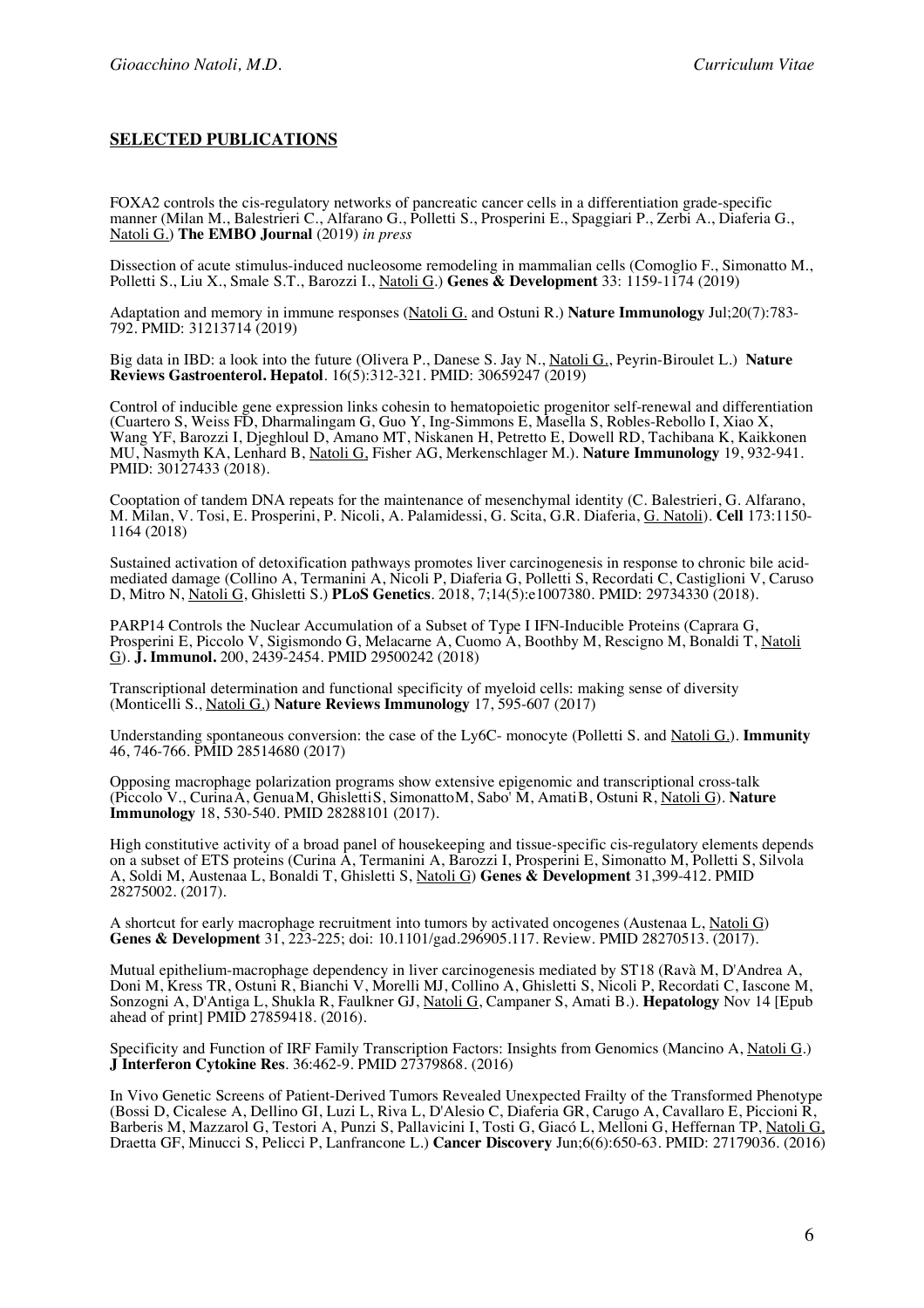## **SELECTED PUBLICATIONS**

FOXA2 controls the cis-regulatory networks of pancreatic cancer cells in a differentiation grade-specific manner (Milan M., Balestrieri C., Alfarano G., Polletti S., Prosperini E., Spaggiari P., Zerbi A., Diaferia G., Natoli G.) **The EMBO Journal** (2019) *in press*

Dissection of acute stimulus-induced nucleosome remodeling in mammalian cells (Comoglio F., Simonatto M., Polletti S., Liu X., Smale S.T., Barozzi I., Natoli G.) **Genes & Development** 33: 1159-1174 (2019)

Adaptation and memory in immune responses (Natoli G. and Ostuni R.) **Nature Immunology** Jul;20(7):783-792. PMID: 31213714 (2019)

Big data in IBD: a look into the future (Olivera P., Danese S. Jay N., Natoli G., Peyrin-Biroulet L.) **Nature Reviews Gastroenterol. Hepatol**. 16(5):312-321. PMID: 30659247 (2019)

Control of inducible gene expression links cohesin to hematopoietic progenitor self-renewal and differentiation (Cuartero S, Weiss FD, Dharmalingam G, Guo Y, Ing-Simmons E, Masella S, Robles-Rebollo I, Xiao X, Wang YF, Barozzi I, Djeghloul D, Amano MT, Niskanen H, Petretto E, Dowell RD, Tachibana K, Kaikkonen MU, Nasmyth KA, Lenhard B, Natoli G, Fisher AG, Merkenschlager M.). **Nature Immunology** 19, 932-941. PMID: 30127433 (2018).

Cooptation of tandem DNA repeats for the maintenance of mesenchymal identity (C. Balestrieri, G. Alfarano, M. Milan, V. Tosi, E. Prosperini, P. Nicoli, A. Palamidessi, G. Scita, G.R. Diaferia, G. Natoli). **Cell** 173:1150-1164 (2018)

Sustained activation of detoxification pathways promotes liver carcinogenesis in response to chronic bile acid-mediated damage (Collino A, Termanini A, Nicoli P, Diaferia G, Polletti S, Recordati C, Castiglioni V, Caruso D, Mitro N, Natoli G, Ghisletti S.) **PLoS Genetics**. 2018, 7;14(5):e1007380. PMID: 29734330 (2018).

PARP14 Controls the Nuclear Accumulation of a Subset of Type I IFN-Inducible Proteins (Caprara G, Prosperini E, Piccolo V, Sigismondo G, Melacarne A, Cuomo A, Boothby M, Rescigno M, Bonaldi T, Natoli G). **J. Immunol.** 200, 2439-2454. PMID 29500242 (2018)

Transcriptional determination and functional specificity of myeloid cells: making sense of diversity (Monticelli S., Natoli G.) **Nature Reviews Immunology** 17, 595-607 (2017)

Understanding spontaneous conversion: the case of the Ly6C- monocyte (Polletti S. and Natoli G.). **Immunity** 46, 746-766. PMID 28514680 (2017)

Opposing macrophage polarization programs show extensive epigenomic and transcriptional cross-talk (Piccolo V., CurinaA, GenuaM, GhislettiS, SimonattoM, Sabo' M, AmatiB, Ostuni R, Natoli G). **Nature Immunology** 18, 530-540. PMID 28288101 (2017).

High constitutive activity of a broad panel of housekeeping and tissue-specific cis-regulatory elements depends on a subset of ETS proteins (Curina A, Termanini A, Barozzi I, Prosperini E, Simonatto M, Polletti S, Silvola A, Soldi M, Austenaa L, Bonaldi T, Ghisletti S, Natoli G) **Genes & Development** 31,399-412. PMID 28275002. (2017).

A shortcut for early macrophage recruitment into tumors by activated oncogenes (Austenaa L, Natoli G) **Genes & Development** 31, 223-225; doi: 10.1101/gad.296905.117. Review. PMID 28270513. (2017).

Mutual epithelium-macrophage dependency in liver carcinogenesis mediated by ST18 (Ravà M, D'Andrea A, Doni M, Kress TR, Ostuni R, Bianchi V, Morelli MJ, Collino A, Ghisletti S, Nicoli P, Recordati C, Iascone M, Sonzogni A, D'Antiga L, Shukla R, Faulkner GJ, Natoli G, Campaner S, Amati B.). **Hepatology** Nov 14 [Epub ahead of print] PMID 27859418. (2016).

Specificity and Function of IRF Family Transcription Factors: Insights from Genomics (Mancino A, Natoli G.) **J Interferon Cytokine Res**. 36:462-9. PMID 27379868. (2016)

In Vivo Genetic Screens of Patient-Derived Tumors Revealed Unexpected Frailty of the Transformed Phenotype (Bossi D, Cicalese A, Dellino GI, Luzi L, Riva L, D'Alesio C, Diaferia GR, Carugo A, Cavallaro E, Piccioni R, Barberis M, Mazzarol G, Testori A, Punzi S, Pallavicini I, Tosti G, Giacó L, Melloni G, Heffernan TP, Natoli G, Draetta GF, Minucci S, Pelicci P, Lanfrancone L.) **Cancer Discovery** Jun;6(6):650-63. PMID: 27179036. (2016)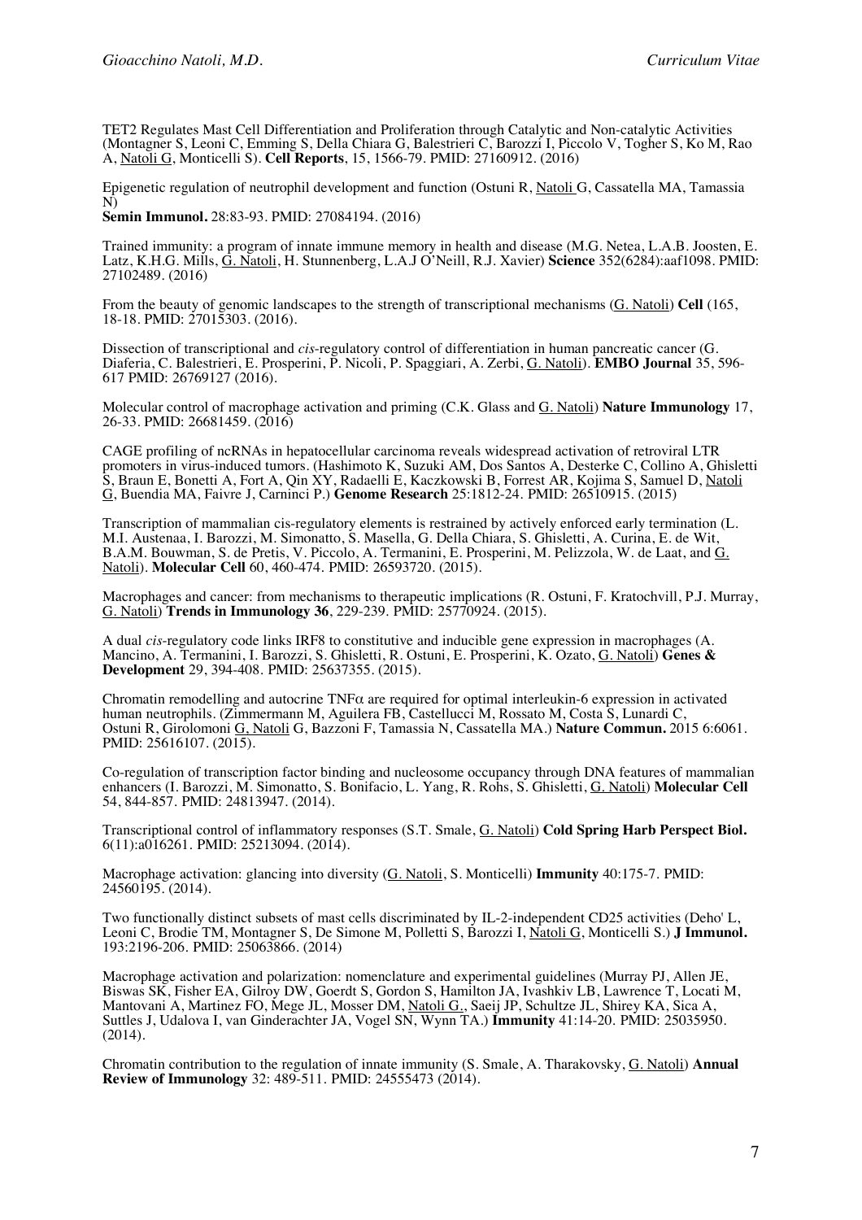TET2 Regulates Mast Cell Differentiation and Proliferation through Catalytic and Non-catalytic Activities (Montagner S, Leoni C, Emming S, Della Chiara G, Balestrieri C, Barozzi I, Piccolo V, Togher S, Ko M, Rao A, Natoli G, Monticelli S). **Cell Reports**, 15, 1566-79. PMID: 27160912. (2016)

Epigenetic regulation of neutrophil development and function (Ostuni R, Natoli G, Cassatella MA, Tamassia N)
**Semin Immunol.** 28:83-93. PMID: 27084194. (2016)

Trained immunity: a program of innate immune memory in health and disease (M.G. Netea, L.A.B. Joosten, E. Latz, K.H.G. Mills, G. Natoli, H. Stunnenberg, L.A.J O'Neill, R.J. Xavier) **Science** 352(6284):aaf1098. PMID: 27102489. (2016)

From the beauty of genomic landscapes to the strength of transcriptional mechanisms (G. Natoli) **Cell** (165, 18-18. PMID: 27015303. (2016).

Dissection of transcriptional and *cis*-regulatory control of differentiation in human pancreatic cancer (G. Diaferia, C. Balestrieri, E. Prosperini, P. Nicoli, P. Spaggiari, A. Zerbi, G. Natoli). **EMBO Journal** 35, 596-617 PMID: 26769127 (2016).

Molecular control of macrophage activation and priming (C.K. Glass and G. Natoli) **Nature Immunology** 17, 26-33. PMID: 26681459. (2016)

CAGE profiling of ncRNAs in hepatocellular carcinoma reveals widespread activation of retroviral LTR promoters in virus-induced tumors. (Hashimoto K, Suzuki AM, Dos Santos A, Desterke C, Collino A, Ghisletti S, Braun E, Bonetti A, Fort A, Qin XY, Radaelli E, Kaczkowski B, Forrest AR, Kojima S, Samuel D, Natoli G, Buendia MA, Faivre J, Carninci P.) **Genome Research** 25:1812-24. PMID: 26510915. (2015)

Transcription of mammalian cis-regulatory elements is restrained by actively enforced early termination (L. M.I. Austenaa, I. Barozzi, M. Simonatto, S. Masella, G. Della Chiara, S. Ghisletti, A. Curina, E. de Wit, B.A.M. Bouwman, S. de Pretis, V. Piccolo, A. Termanini, E. Prosperini, M. Pelizzola, W. de Laat, and G. Natoli). **Molecular Cell** 60, 460-474. PMID: 26593720. (2015).

Macrophages and cancer: from mechanisms to therapeutic implications (R. Ostuni, F. Kratochvill, P.J. Murray, G. Natoli) **Trends in Immunology 36**, 229-239. PMID: 25770924. (2015).

A dual *cis*-regulatory code links IRF8 to constitutive and inducible gene expression in macrophages (A. Mancino, A. Termanini, I. Barozzi, S. Ghisletti, R. Ostuni, E. Prosperini, K. Ozato, G. Natoli) **Genes & Development** 29, 394-408. PMID: 25637355. (2015).

Chromatin remodelling and autocrine TNFα are required for optimal interleukin-6 expression in activated human neutrophils. (Zimmermann M, Aguilera FB, Castellucci M, Rossato M, Costa S, Lunardi C, Ostuni R, Girolomoni G, Natoli G, Bazzoni F, Tamassia N, Cassatella MA.) **Nature Commun.** 2015 6:6061. PMID: 25616107. (2015).

Co-regulation of transcription factor binding and nucleosome occupancy through DNA features of mammalian enhancers (I. Barozzi, M. Simonatto, S. Bonifacio, L. Yang, R. Rohs, S. Ghisletti, G. Natoli) **Molecular Cell** 54, 844-857. PMID: 24813947. (2014).

Transcriptional control of inflammatory responses (S.T. Smale, G. Natoli) **Cold Spring Harb Perspect Biol.** 6(11):a016261. PMID: 25213094. (2014).

Macrophage activation: glancing into diversity (G. Natoli, S. Monticelli) **Immunity** 40:175-7. PMID: 24560195. (2014).

Two functionally distinct subsets of mast cells discriminated by IL-2-independent CD25 activities (Deho' L, Leoni C, Brodie TM, Montagner S, De Simone M, Polletti S, Barozzi I, Natoli G, Monticelli S.) **J Immunol.** 193:2196-206. PMID: 25063866. (2014)

Macrophage activation and polarization: nomenclature and experimental guidelines (Murray PJ, Allen JE, Biswas SK, Fisher EA, Gilroy DW, Goerdt S, Gordon S, Hamilton JA, Ivashkiv LB, Lawrence T, Locati M, Mantovani A, Martinez FO, Mege JL, Mosser DM, Natoli G., Saeij JP, Schultze JL, Shirey KA, Sica A, Suttles J, Udalova I, van Ginderachter JA, Vogel SN, Wynn TA.) **Immunity** 41:14-20. PMID: 25035950. (2014).

Chromatin contribution to the regulation of innate immunity (S. Smale, A. Tharakovsky, G. Natoli) **Annual Review of Immunology** 32: 489-511. PMID: 24555473 (2014).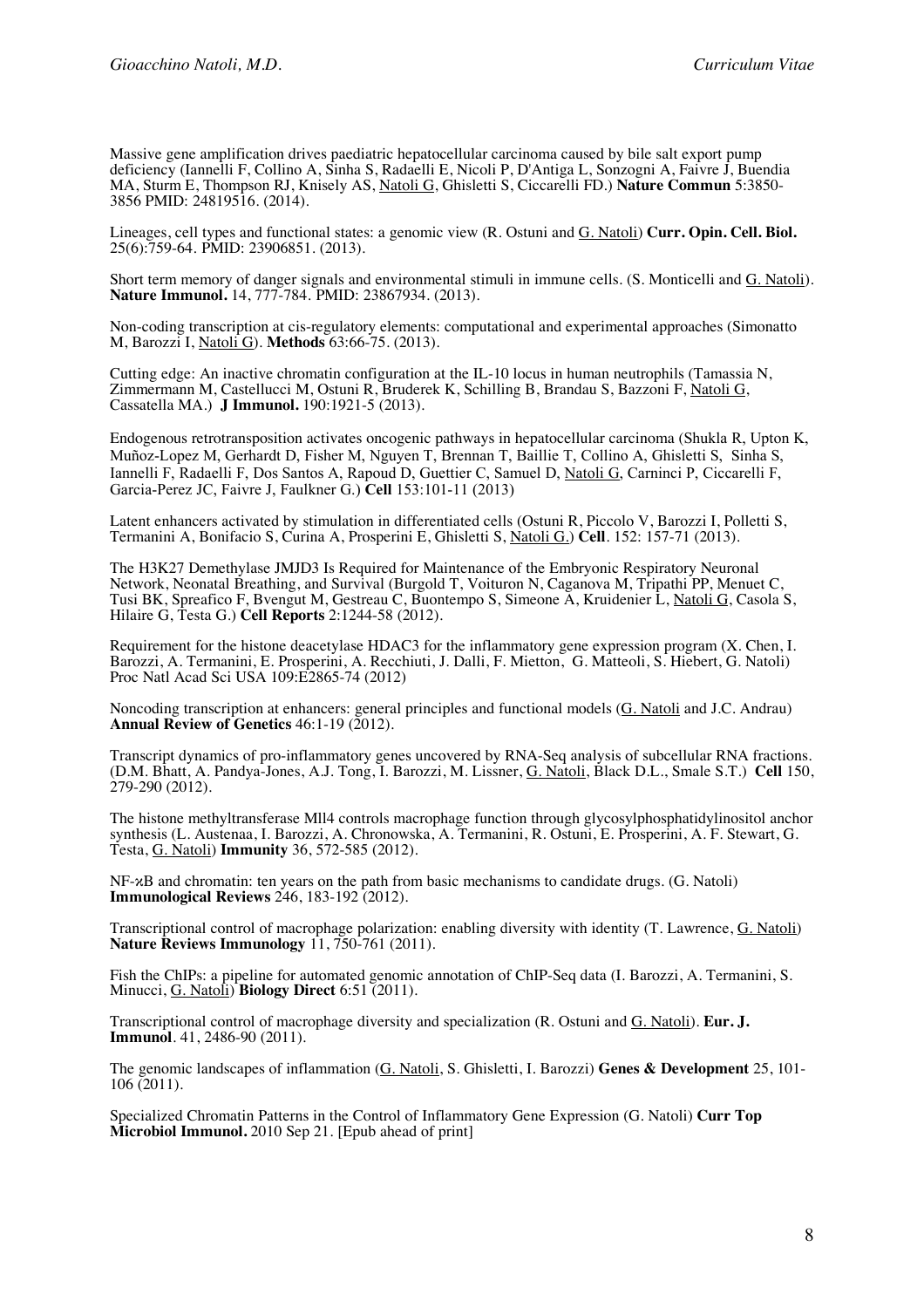Massive gene amplification drives paediatric hepatocellular carcinoma caused by bile salt export pump deficiency (Iannelli F, Collino A, Sinha S, Radaelli E, Nicoli P, D'Antiga L, Sonzogni A, Faivre J, Buendia MA, Sturm E, Thompson RJ, Knisely AS, Natoli G, Ghisletti S, Ciccarelli FD.) **Nature Commun** 5:3850-3856 PMID: 24819516. (2014).

Lineages, cell types and functional states: a genomic view (R. Ostuni and G. Natoli) **Curr. Opin. Cell. Biol.** 25(6):759-64. PMID: 23906851. (2013).

Short term memory of danger signals and environmental stimuli in immune cells. (S. Monticelli and G. Natoli). **Nature Immunol.** 14, 777-784. PMID: 23867934. (2013).

Non-coding transcription at cis-regulatory elements: computational and experimental approaches (Simonatto M, Barozzi I, Natoli G). **Methods** 63:66-75. (2013).

Cutting edge: An inactive chromatin configuration at the IL-10 locus in human neutrophils (Tamassia N, Zimmermann M, Castellucci M, Ostuni R, Bruderek K, Schilling B, Brandau S, Bazzoni F, Natoli G, Cassatella MA.) **J Immunol.** 190:1921-5 (2013).

Endogenous retrotransposition activates oncogenic pathways in hepatocellular carcinoma (Shukla R, Upton K, Muñoz-Lopez M, Gerhardt D, Fisher M, Nguyen T, Brennan T, Baillie T, Collino A, Ghisletti S, Sinha S, Iannelli F, Radaelli F, Dos Santos A, Rapoud D, Guettier C, Samuel D, Natoli G, Carninci P, Ciccarelli F, Garcia-Perez JC, Faivre J, Faulkner G.) **Cell** 153:101-11 (2013)

Latent enhancers activated by stimulation in differentiated cells (Ostuni R, Piccolo V, Barozzi I, Polletti S, Termanini A, Bonifacio S, Curina A, Prosperini E, Ghisletti S, Natoli G.) **Cell**. 152: 157-71 (2013).

The H3K27 Demethylase JMJD3 Is Required for Maintenance of the Embryonic Respiratory Neuronal Network, Neonatal Breathing, and Survival (Burgold T, Voituron N, Caganova M, Tripathi PP, Menuet C, Tusi BK, Spreafico F, Bvengut M, Gestreau C, Buontempo S, Simeone A, Kruidenier L, Natoli G, Casola S, Hilaire G, Testa G.) **Cell Reports** 2:1244-58 (2012).

Requirement for the histone deacetylase HDAC3 for the inflammatory gene expression program (X. Chen, I. Barozzi, A. Termanini, E. Prosperini, A. Recchiuti, J. Dalli, F. Mietton, G. Matteoli, S. Hiebert, G. Natoli) Proc Natl Acad Sci USA 109:E2865-74 (2012)

Noncoding transcription at enhancers: general principles and functional models (G. Natoli and J.C. Andrau) **Annual Review of Genetics** 46:1-19 (2012).

Transcript dynamics of pro-inflammatory genes uncovered by RNA-Seq analysis of subcellular RNA fractions. (D.M. Bhatt, A. Pandya-Jones, A.J. Tong, I. Barozzi, M. Lissner, G. Natoli, Black D.L., Smale S.T.) **Cell** 150, 279-290 (2012).

The histone methyltransferase Mll4 controls macrophage function through glycosylphosphatidylinositol anchor synthesis (L. Austenaa, I. Barozzi, A. Chronowska, A. Termanini, R. Ostuni, E. Prosperini, A. F. Stewart, G. Testa, G. Natoli) **Immunity** 36, 572-585 (2012).

NF-κB and chromatin: ten years on the path from basic mechanisms to candidate drugs. (G. Natoli) **Immunological Reviews** 246, 183-192 (2012).

Transcriptional control of macrophage polarization: enabling diversity with identity (T. Lawrence, G. Natoli) **Nature Reviews Immunology** 11, 750-761 (2011).

Fish the ChIPs: a pipeline for automated genomic annotation of ChIP-Seq data (I. Barozzi, A. Termanini, S. Minucci, G. Natoli) **Biology Direct** 6:51 (2011).

Transcriptional control of macrophage diversity and specialization (R. Ostuni and G. Natoli). **Eur. J. Immunol**. 41, 2486-90 (2011).

The genomic landscapes of inflammation (G. Natoli, S. Ghisletti, I. Barozzi) **Genes & Development** 25, 101-106 (2011).

Specialized Chromatin Patterns in the Control of Inflammatory Gene Expression (G. Natoli) **Curr Top Microbiol Immunol.** 2010 Sep 21. [Epub ahead of print]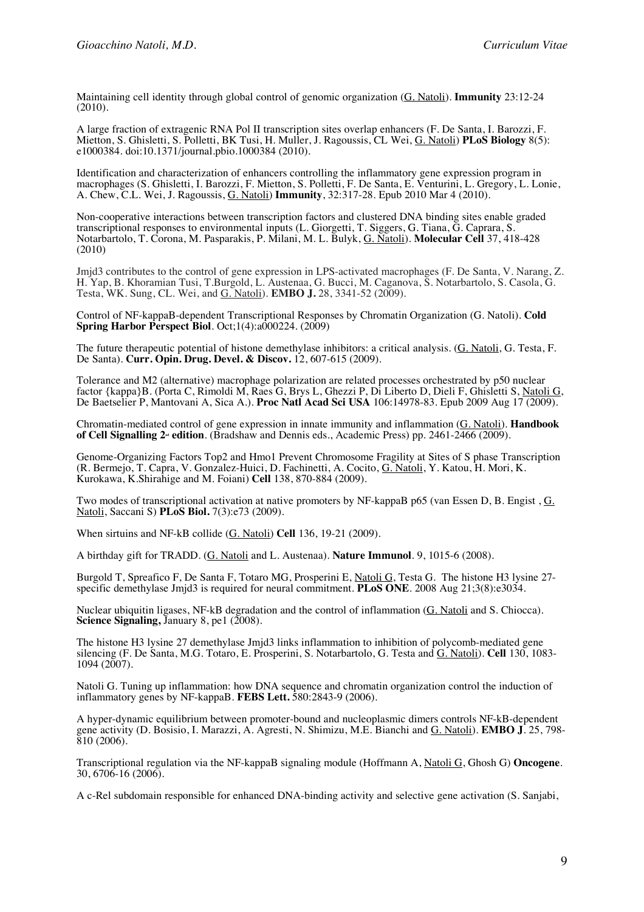Maintaining cell identity through global control of genomic organization (<u>G. Natoli</u>). **Immunity** 23:12-24 (2010).

A large fraction of extragenic RNA Pol II transcription sites overlap enhancers (F. De Santa, I. Barozzi, F. Mietton, S. Ghisletti, S. Polletti, BK Tusi, H. Muller, J. Ragoussis, CL Wei, <u>G. Natoli</u>) **PLoS Biology** 8(5): e1000384. doi:10.1371/journal.pbio.1000384 (2010).

Identification and characterization of enhancers controlling the inflammatory gene expression program in macrophages (S. Ghisletti, I. Barozzi, F. Mietton, S. Polletti, F. De Santa, E. Venturini, L. Gregory, L. Lonie, A. Chew, C.L. Wei, J. Ragoussis, <u>G. Natoli</u>) **Immunity**, 32:317-28. Epub 2010 Mar 4 (2010).

Non-cooperative interactions between transcription factors and clustered DNA binding sites enable graded transcriptional responses to environmental inputs (L. Giorgetti, T. Siggers, G. Tiana, G. Caprara, S. Notarbartolo, T. Corona, M. Pasparakis, P. Milani, M. L. Bulyk, <u>G. Natoli</u>). **Molecular Cell** 37, 418-428 (2010)

Jmjd3 contributes to the control of gene expression in LPS-activated macrophages (F. De Santa, V. Narang, Z. H. Yap, B. Khoramian Tusi, T.Burgold, L. Austenaa, G. Bucci, M. Caganova, S. Notarbartolo, S. Casola, G. Testa, WK. Sung, CL. Wei, and <u>G. Natoli</u>). **EMBO J.** 28, 3341-52 (2009).

Control of NF-kappaB-dependent Transcriptional Responses by Chromatin Organization (G. Natoli). **Cold Spring Harbor Perspect Biol**. Oct;1(4):a000224. (2009)

The future therapeutic potential of histone demethylase inhibitors: a critical analysis. (<u>G. Natoli</u>, G. Testa, F. De Santa). **Curr. Opin. Drug. Devel. & Discov.** 12, 607-615 (2009).

Tolerance and M2 (alternative) macrophage polarization are related processes orchestrated by p50 nuclear factor {kappa}B. (Porta C, Rimoldi M, Raes G, Brys L, Ghezzi P, Di Liberto D, Dieli F, Ghisletti S, <u>Natoli G</u>, De Baetselier P, Mantovani A, Sica A.). **Proc Natl Acad Sci USA** 106:14978-83. Epub 2009 Aug 17 (2009).

Chromatin-mediated control of gene expression in innate immunity and inflammation (<u>G. Natoli</u>). **Handbook of Cell Signalling 2nd edition**. (Bradshaw and Dennis eds., Academic Press) pp. 2461-2466 (2009).

Genome-Organizing Factors Top2 and Hmo1 Prevent Chromosome Fragility at Sites of S phase Transcription (R. Bermejo, T. Capra, V. Gonzalez-Huici, D. Fachinetti, A. Cocito, <u>G. Natoli</u>, Y. Katou, H. Mori, K. Kurokawa, K.Shirahige and M. Foiani) **Cell** 138, 870-884 (2009).

Two modes of transcriptional activation at native promoters by NF-kappaB p65 (van Essen D, B. Engist , <u>G. Natoli</u>, Saccani S) **PLoS Biol.** 7(3):e73 (2009).

When sirtuins and NF-kB collide (<u>G. Natoli</u>) **Cell** 136, 19-21 (2009).

A birthday gift for TRADD. (<u>G. Natoli</u> and L. Austenaa). **Nature Immunol**. 9, 1015-6 (2008).

Burgold T, Spreafico F, De Santa F, Totaro MG, Prosperini E, <u>Natoli G</u>, Testa G. The histone H3 lysine 27-specific demethylase Jmjd3 is required for neural commitment. **PLoS ONE**. 2008 Aug 21;3(8):e3034.

Nuclear ubiquitin ligases, NF-kB degradation and the control of inflammation (<u>G. Natoli</u> and S. Chiocca). **Science Signaling,** January 8, pe1 (2008).

The histone H3 lysine 27 demethylase Jmjd3 links inflammation to inhibition of polycomb-mediated gene silencing (F. De Santa, M.G. Totaro, E. Prosperini, S. Notarbartolo, G. Testa and <u>G. Natoli</u>). **Cell** 130, 1083-1094 (2007).

Natoli G. Tuning up inflammation: how DNA sequence and chromatin organization control the induction of inflammatory genes by NF-kappaB. **FEBS Lett.** 580:2843-9 (2006).

A hyper-dynamic equilibrium between promoter-bound and nucleoplasmic dimers controls NF-kB-dependent gene activity (D. Bosisio, I. Marazzi, A. Agresti, N. Shimizu, M.E. Bianchi and <u>G. Natoli</u>). **EMBO J**. 25, 798-810 (2006).

Transcriptional regulation via the NF-kappaB signaling module (Hoffmann A, <u>Natoli G</u>, Ghosh G) **Oncogene**. 30, 6706-16 (2006).

A c-Rel subdomain responsible for enhanced DNA-binding activity and selective gene activation (S. Sanjabi,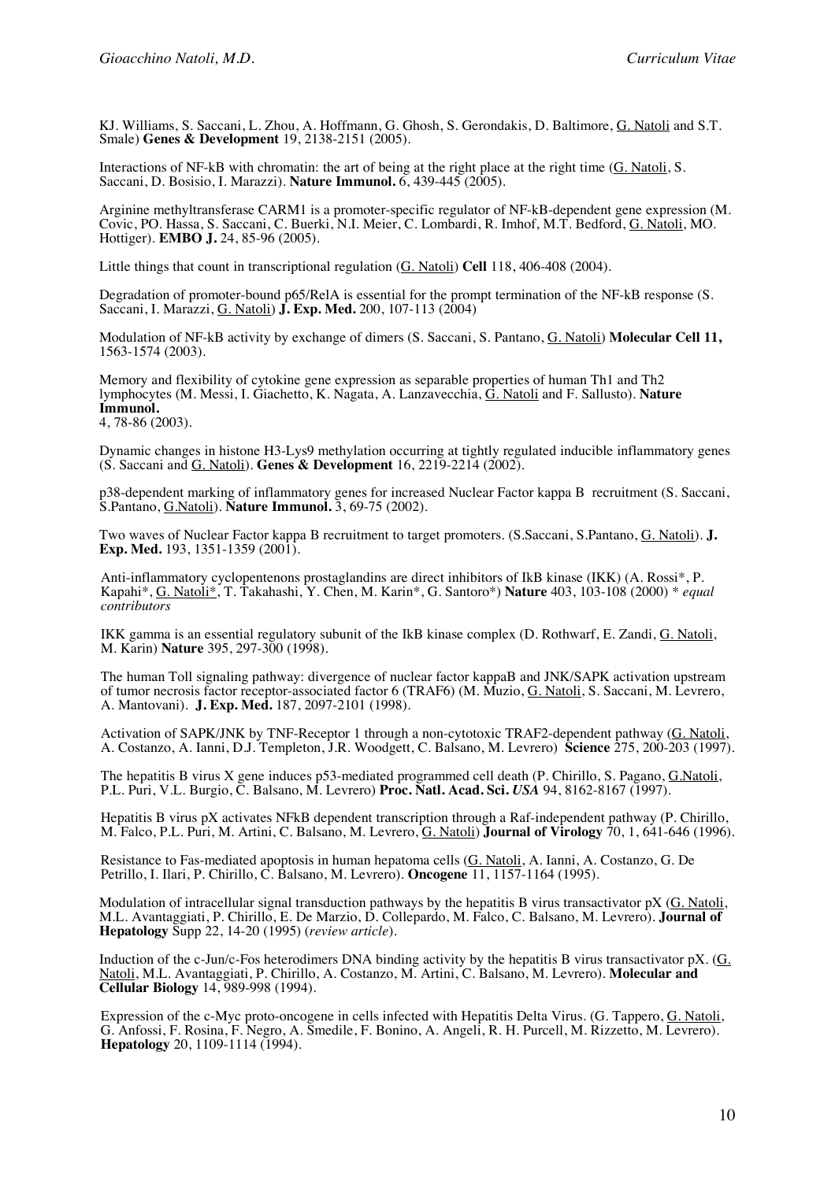KJ. Williams, S. Saccani, L. Zhou, A. Hoffmann, G. Ghosh, S. Gerondakis, D. Baltimore, G. Natoli and S.T. Smale) **Genes & Development** 19, 2138-2151 (2005).

Interactions of NF-kB with chromatin: the art of being at the right place at the right time (G. Natoli, S. Saccani, D. Bosisio, I. Marazzi). **Nature Immunol.** 6, 439-445 (2005).

Arginine methyltransferase CARM1 is a promoter-specific regulator of NF-kB-dependent gene expression (M. Covic, PO. Hassa, S. Saccani, C. Buerki, N.I. Meier, C. Lombardi, R. Imhof, M.T. Bedford, G. Natoli, MO. Hottiger). **EMBO J.** 24, 85-96 (2005).

Little things that count in transcriptional regulation (G. Natoli) **Cell** 118, 406-408 (2004).

Degradation of promoter-bound p65/RelA is essential for the prompt termination of the NF-kB response (S. Saccani, I. Marazzi, G. Natoli) **J. Exp. Med.** 200, 107-113 (2004)

Modulation of NF-kB activity by exchange of dimers (S. Saccani, S. Pantano, G. Natoli) **Molecular Cell 11,** 1563-1574 (2003).

Memory and flexibility of cytokine gene expression as separable properties of human Th1 and Th2 lymphocytes (M. Messi, I. Giachetto, K. Nagata, A. Lanzavecchia, G. Natoli and F. Sallusto). **Nature Immunol.** 4, 78-86 (2003).

Dynamic changes in histone H3-Lys9 methylation occurring at tightly regulated inducible inflammatory genes (S. Saccani and G. Natoli). **Genes & Development** 16, 2219-2214 (2002).

p38-dependent marking of inflammatory genes for increased Nuclear Factor kappa B recruitment (S. Saccani, S.Pantano, G.Natoli). **Nature Immunol.** 3, 69-75 (2002).

Two waves of Nuclear Factor kappa B recruitment to target promoters. (S.Saccani, S.Pantano, G. Natoli). **J. Exp. Med.** 193, 1351-1359 (2001).

Anti-inflammatory cyclopentenons prostaglandins are direct inhibitors of IkB kinase (IKK) (A. Rossi*, P. Kapahi*, G. Natoli*, T. Takahashi, Y. Chen, M. Karin*, G. Santoro*) **Nature** 403, 103-108 (2000) * *equal contributors*

IKK gamma is an essential regulatory subunit of the IkB kinase complex (D. Rothwarf, E. Zandi, G. Natoli, M. Karin) **Nature** 395, 297-300 (1998).

The human Toll signaling pathway: divergence of nuclear factor kappaB and JNK/SAPK activation upstream of tumor necrosis factor receptor-associated factor 6 (TRAF6) (M. Muzio, G. Natoli, S. Saccani, M. Levrero, A. Mantovani). **J. Exp. Med.** 187, 2097-2101 (1998).

Activation of SAPK/JNK by TNF-Receptor 1 through a non-cytotoxic TRAF2-dependent pathway (G. Natoli, A. Costanzo, A. Ianni, D.J. Templeton, J.R. Woodgett, C. Balsano, M. Levrero) **Science** 275, 200-203 (1997).

The hepatitis B virus X gene induces p53-mediated programmed cell death (P. Chirillo, S. Pagano, G.Natoli, P.L. Puri, V.L. Burgio, C. Balsano, M. Levrero) **Proc. Natl. Acad. Sci.** ***USA*** 94, 8162-8167 (1997).

Hepatitis B virus pX activates NFkB dependent transcription through a Raf-independent pathway (P. Chirillo, M. Falco, P.L. Puri, M. Artini, C. Balsano, M. Levrero, G. Natoli) **Journal of Virology** 70, 1, 641-646 (1996).

Resistance to Fas-mediated apoptosis in human hepatoma cells (G. Natoli, A. Ianni, A. Costanzo, G. De Petrillo, I. Ilari, P. Chirillo, C. Balsano, M. Levrero). **Oncogene** 11, 1157-1164 (1995).

Modulation of intracellular signal transduction pathways by the hepatitis B virus transactivator pX (G. Natoli, M.L. Avantaggiati, P. Chirillo, E. De Marzio, D. Collepardo, M. Falco, C. Balsano, M. Levrero). **Journal of Hepatology** Supp 22, 14-20 (1995) (*review article*).

Induction of the c-Jun/c-Fos heterodimers DNA binding activity by the hepatitis B virus transactivator pX. (G. Natoli, M.L. Avantaggiati, P. Chirillo, A. Costanzo, M. Artini, C. Balsano, M. Levrero). **Molecular and Cellular Biology** 14, 989-998 (1994).

Expression of the c-Myc proto-oncogene in cells infected with Hepatitis Delta Virus. (G. Tappero, G. Natoli, G. Anfossi, F. Rosina, F. Negro, A. Smedile, F. Bonino, A. Angeli, R. H. Purcell, M. Rizzetto, M. Levrero). **Hepatology** 20, 1109-1114 (1994).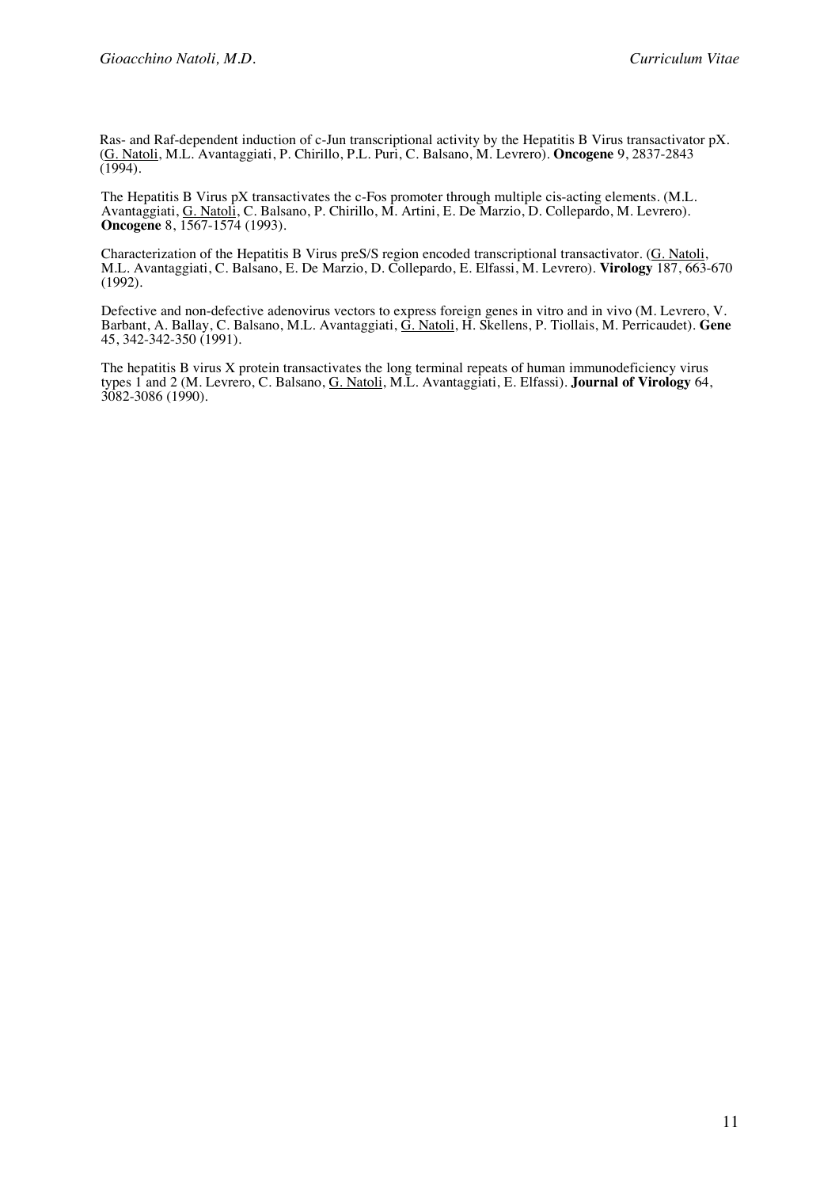Ras- and Raf-dependent induction of c-Jun transcriptional activity by the Hepatitis B Virus transactivator pX. (<u>G. Natoli</u>, M.L. Avantaggiati, P. Chirillo, P.L. Puri, C. Balsano, M. Levrero). **Oncogene** 9, 2837-2843 (1994).

The Hepatitis B Virus pX transactivates the c-Fos promoter through multiple cis-acting elements. (M.L. Avantaggiati, <u>G. Natoli</u>, C. Balsano, P. Chirillo, M. Artini, E. De Marzio, D. Collepardo, M. Levrero). **Oncogene** 8, 1567-1574 (1993).

Characterization of the Hepatitis B Virus preS/S region encoded transcriptional transactivator. (<u>G. Natoli</u>, M.L. Avantaggiati, C. Balsano, E. De Marzio, D. Collepardo, E. Elfassi, M. Levrero). **Virology** 187, 663-670 (1992).

Defective and non-defective adenovirus vectors to express foreign genes in vitro and in vivo (M. Levrero, V. Barbant, A. Ballay, C. Balsano, M.L. Avantaggiati, <u>G. Natoli</u>, H. Skellens, P. Tiollais, M. Perricaudet). **Gene** 45, 342-342-350 (1991).

The hepatitis B virus X protein transactivates the long terminal repeats of human immunodeficiency virus types 1 and 2 (M. Levrero, C. Balsano, <u>G. Natoli</u>, M.L. Avantaggiati, E. Elfassi). **Journal of Virology** 64, 3082-3086 (1990).